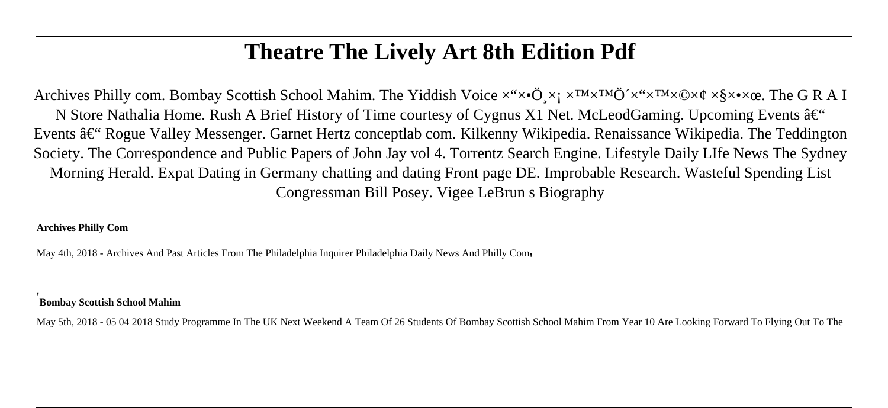# Theatre The Lively Art 8th Edition Pdf

Archives Philly com. Bombay Scottish School Mahim. The Yiddish Voice ×"×•Ö¸×¡ ×™×™Ö´×"×™×©×¢ ×§×•×œ. The G R A I N Store Nathalia Home. Rush A Brief History of Time courtesy of Cygnus X1 Net. McLeodGaming. Upcoming Events â€" Events â€" Rogue Valley Messenger. Garnet Hertz conceptlab com. Kilkenny Wikipedia. Renaissance Wikipedia. The Teddington Society. The Correspondence and Public Papers of John Jay vol 4. Torrentz Search Engine. Lifestyle Daily LIfe News The Sydney Morning Herald. Expat Dating in Germany chatting and dating Front page DE. Improbable Research. Wasteful Spending List Congressman Bill Posey. Vigee LeBrun s Biography

**Archives Philly Com**

May 4th, 2018 - Archives And Past Articles From The Philadelphia Inquirer Philadelphia Daily News And Philly Com'

'**Bombay Scottish School Mahim**

May 5th, 2018 - 05 04 2018 Study Programme In The UK Next Weekend A Team Of 26 Students Of Bombay Scottish School Mahim From Year 10 Are Looking Forward To Flying Out To The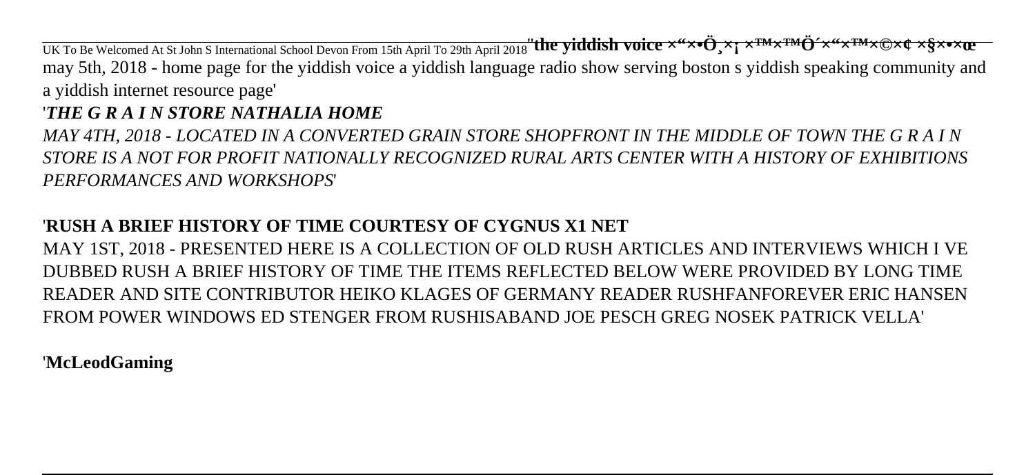UK To Be Welcomed At St John S International School Devon From 15th April To 29th April 2018''**the yiddish voice ×"×•Ö¸×¡ ×™×™Ö´×"×™×©×¢ ×§×•×œ**

may 5th, 2018 - home page for the yiddish voice a yiddish language radio show serving boston s yiddish speaking community and a yiddish internet resource page'

'***THE G R A I N STORE NATHALIA HOME***

*MAY 4TH, 2018 - LOCATED IN A CONVERTED GRAIN STORE SHOPFRONT IN THE MIDDLE OF TOWN THE G R A I N STORE IS A NOT FOR PROFIT NATIONALLY RECOGNIZED RURAL ARTS CENTER WITH A HISTORY OF EXHIBITIONS PERFORMANCES AND WORKSHOPS*'

'**RUSH A BRIEF HISTORY OF TIME COURTESY OF CYGNUS X1 NET**

MAY 1ST, 2018 - PRESENTED HERE IS A COLLECTION OF OLD RUSH ARTICLES AND INTERVIEWS WHICH I VE DUBBED RUSH A BRIEF HISTORY OF TIME THE ITEMS REFLECTED BELOW WERE PROVIDED BY LONG TIME READER AND SITE CONTRIBUTOR HEIKO KLAGES OF GERMANY READER RUSHFANFOREVER ERIC HANSEN FROM POWER WINDOWS ED STENGER FROM RUSHISABAND JOE PESCH GREG NOSEK PATRICK VELLA'

'**McLeodGaming**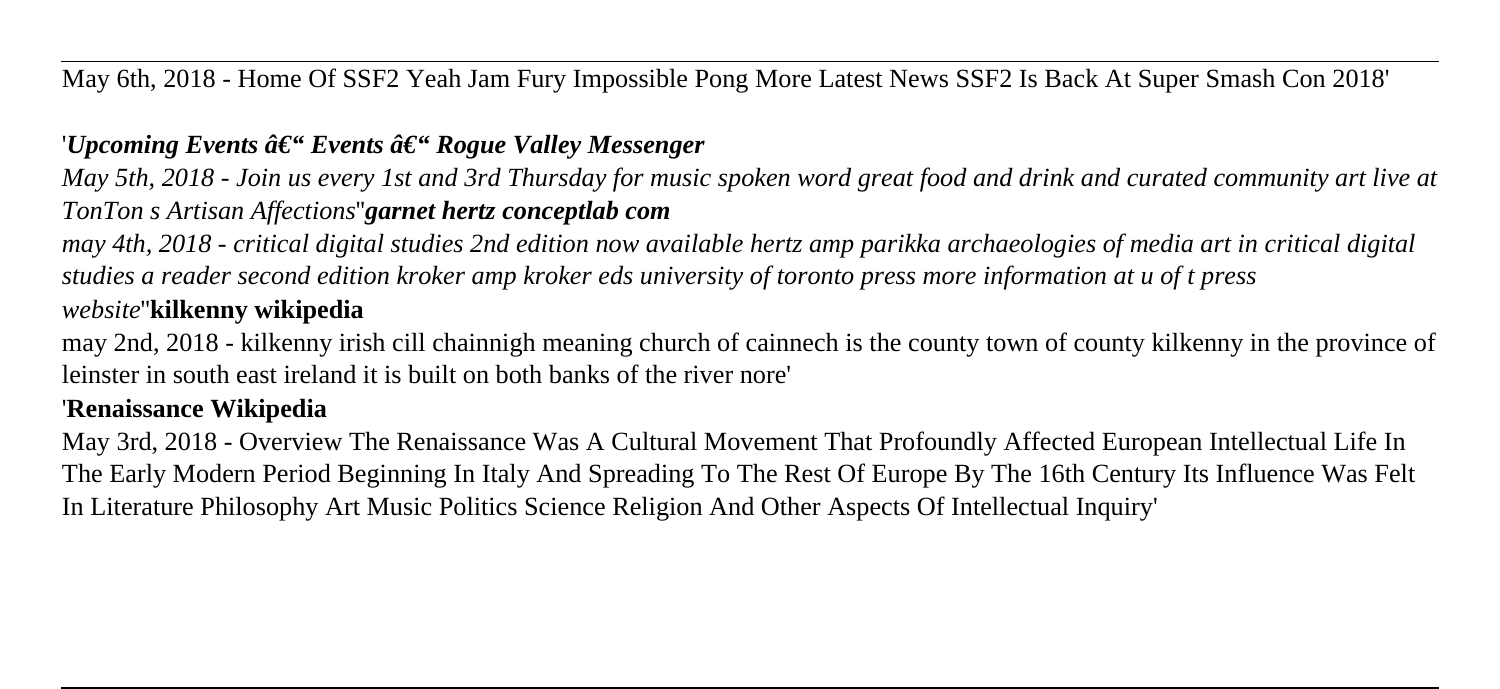May 6th, 2018 - Home Of SSF2 Yeah Jam Fury Impossible Pong More Latest News SSF2 Is Back At Super Smash Con 2018'

'*Upcoming Events â€" Events â€" Rogue Valley Messenger*

*May 5th, 2018 - Join us every 1st and 3rd Thursday for music spoken word great food and drink and curated community art live at TonTon s Artisan Affections*''***garnet hertz conceptlab com***

*may 4th, 2018 - critical digital studies 2nd edition now available hertz amp parikka archaeologies of media art in critical digital studies a reader second edition kroker amp kroker eds university of toronto press more information at u of t press website*''**kilkenny wikipedia**

may 2nd, 2018 - kilkenny irish cill chainnigh meaning church of cainnech is the county town of county kilkenny in the province of leinster in south east ireland it is built on both banks of the river nore'

'**Renaissance Wikipedia**

May 3rd, 2018 - Overview The Renaissance Was A Cultural Movement That Profoundly Affected European Intellectual Life In The Early Modern Period Beginning In Italy And Spreading To The Rest Of Europe By The 16th Century Its Influence Was Felt In Literature Philosophy Art Music Politics Science Religion And Other Aspects Of Intellectual Inquiry'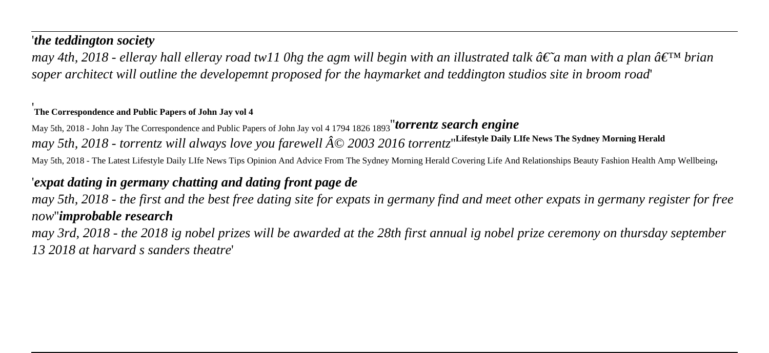'*the teddington society*

*may 4th, 2018 - elleray hall elleray road tw11 0hg the agm will begin with an illustrated talk â€˜a man with a plan â€™ brian soper architect will outline the developemnt proposed for the haymarket and teddington studios site in broom road*'

'**The Correspondence and Public Papers of John Jay vol 4**

May 5th, 2018 - John Jay The Correspondence and Public Papers of John Jay vol 4 1794 1826 1893''***torrentz search engine***

*may 5th, 2018 - torrentz will always love you farewell Â© 2003 2016 torrentz*''**Lifestyle Daily LIfe News The Sydney Morning Herald**

May 5th, 2018 - The Latest Lifestyle Daily LIfe News Tips Opinion And Advice From The Sydney Morning Herald Covering Life And Relationships Beauty Fashion Health Amp Wellbeing,

'***expat dating in germany chatting and dating front page de***

*may 5th, 2018 - the first and the best free dating site for expats in germany find and meet other expats in germany register for free now*''***improbable research***

*may 3rd, 2018 - the 2018 ig nobel prizes will be awarded at the 28th first annual ig nobel prize ceremony on thursday september 13 2018 at harvard s sanders theatre*'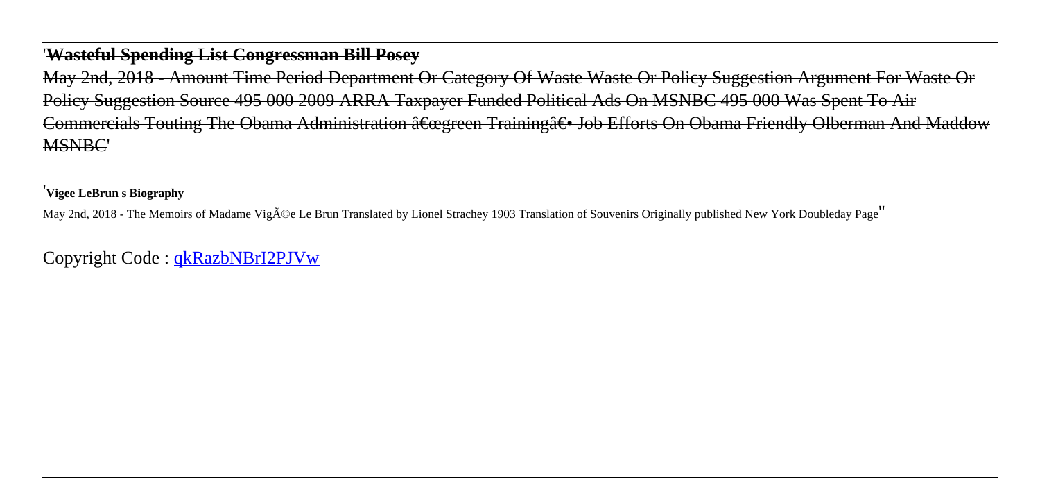'**Wasteful Spending List Congressman Bill Posey**

May 2nd, 2018 - Amount Time Period Department Or Category Of Waste Waste Or Policy Suggestion Argument For Waste Or Policy Suggestion Source 495 000 2009 ARRA Taxpayer Funded Political Ads On MSNBC 495 000 Was Spent To Air Commercials Touting The Obama Administration â€œgreen Trainingâ€• Job Efforts On Obama Friendly Olberman And Maddow MSNBC'

'**Vigee LeBrun s Biography**

May 2nd, 2018 - The Memoirs of Madame VigÃ©e Le Brun Translated by Lionel Strachey 1903 Translation of Souvenirs Originally published New York Doubleday Page''

Copyright Code : qkRazbNBrI2PJVw